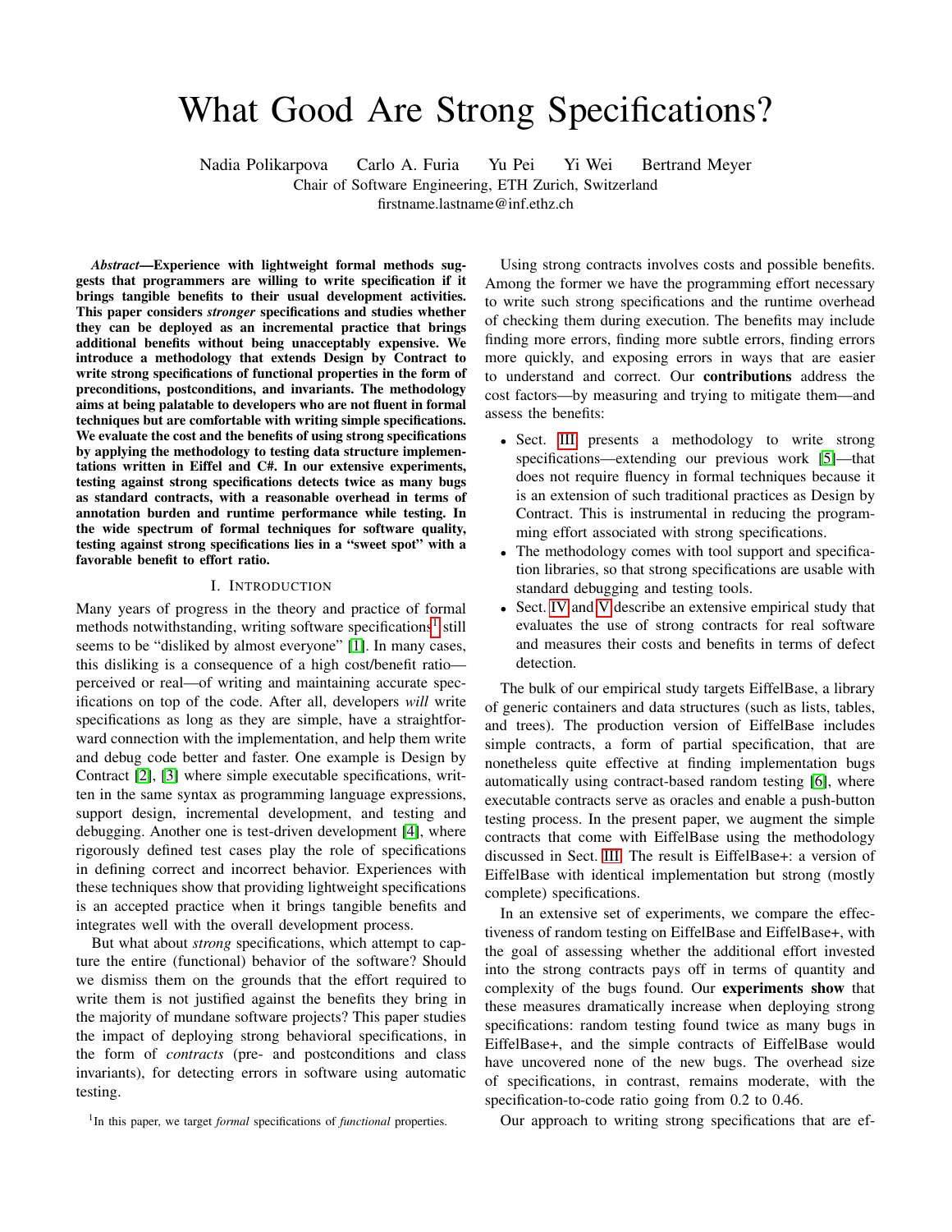# What Good Are Strong Specifications?

Nadia Polikarpova Carlo A. Furia Yu Pei Yi Wei Bertrand Meyer
Chair of Software Engineering, ETH Zurich, Switzerland
firstname.lastname@inf.ethz.ch

***Abstract*—Experience with lightweight formal methods suggests that programmers are willing to write specification if it brings tangible benefits to their usual development activities. This paper considers *stronger* specifications and studies whether they can be deployed as an incremental practice that brings additional benefits without being unacceptably expensive. We introduce a methodology that extends Design by Contract to write strong specifications of functional properties in the form of preconditions, postconditions, and invariants. The methodology aims at being palatable to developers who are not fluent in formal techniques but are comfortable with writing simple specifications. We evaluate the cost and the benefits of using strong specifications by applying the methodology to testing data structure implementations written in Eiffel and C#. In our extensive experiments, testing against strong specifications detects twice as many bugs as standard contracts, with a reasonable overhead in terms of annotation burden and runtime performance while testing. In the wide spectrum of formal techniques for software quality, testing against strong specifications lies in a "sweet spot" with a favorable benefit to effort ratio.**

## I. Introduction

Many years of progress in the theory and practice of formal methods notwithstanding, writing software specifications[1] still seems to be "disliked by almost everyone" [1]. In many cases, this disliking is a consequence of a high cost/benefit ratio—perceived or real—of writing and maintaining accurate specifications on top of the code. After all, developers *will* write specifications as long as they are simple, have a straightforward connection with the implementation, and help them write and debug code better and faster. One example is Design by Contract [2], [3] where simple executable specifications, written in the same syntax as programming language expressions, support design, incremental development, and testing and debugging. Another one is test-driven development [4], where rigorously defined test cases play the role of specifications in defining correct and incorrect behavior. Experiences with these techniques show that providing lightweight specifications is an accepted practice when it brings tangible benefits and integrates well with the overall development process.

But what about *strong* specifications, which attempt to capture the entire (functional) behavior of the software? Should we dismiss them on the grounds that the effort required to write them is not justified against the benefits they bring in the majority of mundane software projects? This paper studies the impact of deploying strong behavioral specifications, in the form of *contracts* (pre- and postconditions and class invariants), for detecting errors in software using automatic testing.

[1] In this paper, we target *formal* specifications of *functional* properties.

Using strong contracts involves costs and possible benefits. Among the former we have the programming effort necessary to write such strong specifications and the runtime overhead of checking them during execution. The benefits may include finding more errors, finding more subtle errors, finding errors more quickly, and exposing errors in ways that are easier to understand and correct. Our **contributions** address the cost factors—by measuring and trying to mitigate them—and assess the benefits:

- Sect. III presents a methodology to write strong specifications—extending our previous work [5]—that does not require fluency in formal techniques because it is an extension of such traditional practices as Design by Contract. This is instrumental in reducing the programming effort associated with strong specifications.
- The methodology comes with tool support and specification libraries, so that strong specifications are usable with standard debugging and testing tools.
- Sect. IV and V describe an extensive empirical study that evaluates the use of strong contracts for real software and measures their costs and benefits in terms of defect detection.

The bulk of our empirical study targets EiffelBase, a library of generic containers and data structures (such as lists, tables, and trees). The production version of EiffelBase includes simple contracts, a form of partial specification, that are nonetheless quite effective at finding implementation bugs automatically using contract-based random testing [6], where executable contracts serve as oracles and enable a push-button testing process. In the present paper, we augment the simple contracts that come with EiffelBase using the methodology discussed in Sect. III. The result is EiffelBase+: a version of EiffelBase with identical implementation but strong (mostly complete) specifications.

In an extensive set of experiments, we compare the effectiveness of random testing on EiffelBase and EiffelBase+, with the goal of assessing whether the additional effort invested into the strong contracts pays off in terms of quantity and complexity of the bugs found. Our **experiments show** that these measures dramatically increase when deploying strong specifications: random testing found twice as many bugs in EiffelBase+, and the simple contracts of EiffelBase would have uncovered none of the new bugs. The overhead size of specifications, in contrast, remains moderate, with the specification-to-code ratio going from 0.2 to 0.46.

Our approach to writing strong specifications that are ef-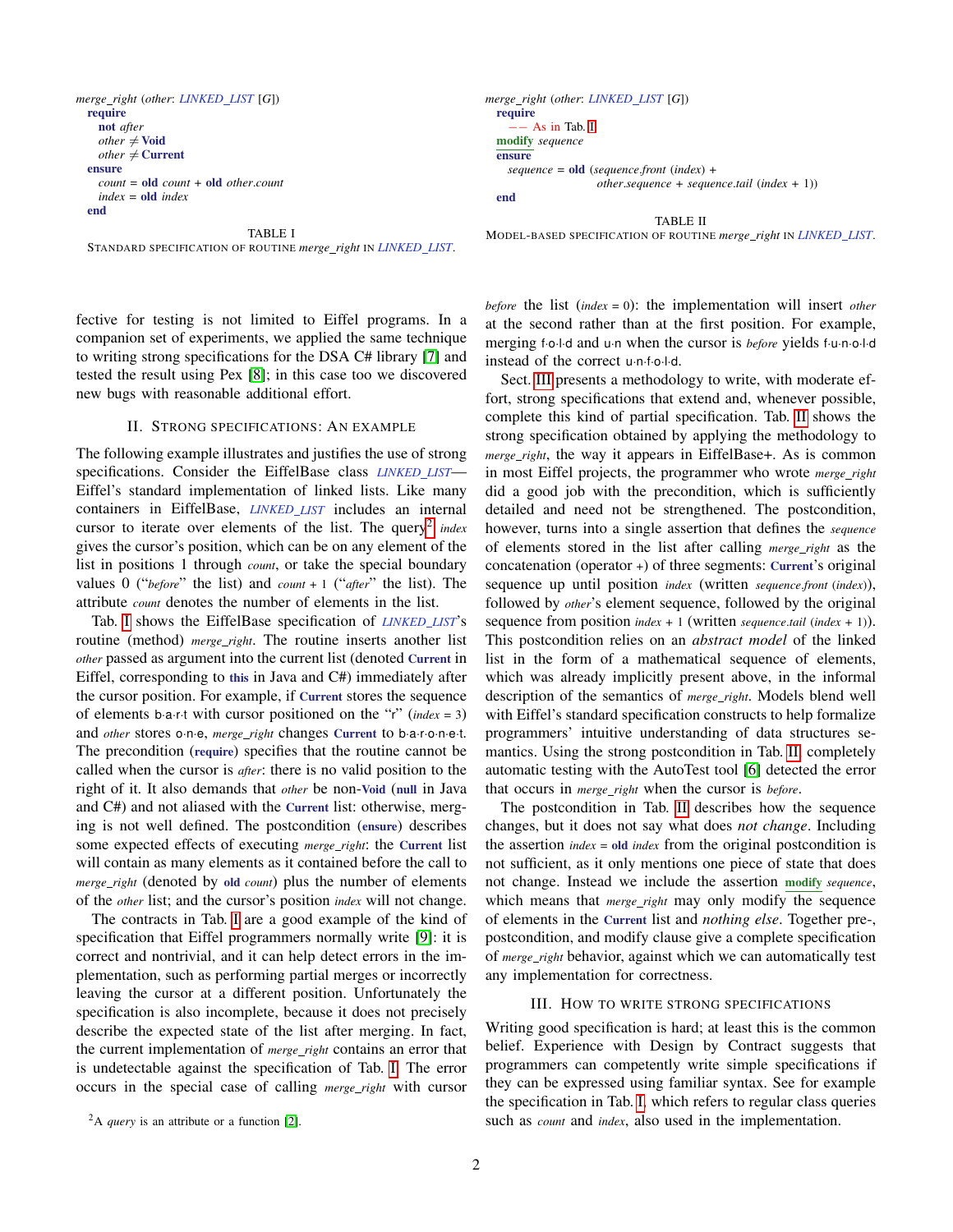```
merge_right (other: LINKED_LIST [G])
  require
    not after
    other ≠ Void
    other ≠ Current
  ensure
    count = old count + old other.count
    index = old index
  end
```

TABLE I
STANDARD SPECIFICATION OF ROUTINE *merge_right* IN *LINKED_LIST*.

```
merge_right (other: LINKED_LIST [G])
  require
    -- As in Tab. I
  modify sequence
  ensure
    sequence = old (sequence.front (index) +
                    other.sequence + sequence.tail (index + 1))
  end
```

TABLE II
MODEL-BASED SPECIFICATION OF ROUTINE *merge_right* IN *LINKED_LIST*.

fective for testing is not limited to Eiffel programs. In a companion set of experiments, we applied the same technique to writing strong specifications for the DSA C# library [7] and tested the result using Pex [8]; in this case too we discovered new bugs with reasonable additional effort.

## II. STRONG SPECIFICATIONS: AN EXAMPLE

The following example illustrates and justifies the use of strong specifications. Consider the EiffelBase class *LINKED_LIST*—Eiffel's standard implementation of linked lists. Like many containers in EiffelBase, *LINKED_LIST* includes an internal cursor to iterate over elements of the list. The query[2] *index* gives the cursor's position, which can be on any element of the list in positions 1 through *count*, or take the special boundary values 0 ("*before*" the list) and *count* + 1 ("*after*" the list). The attribute *count* denotes the number of elements in the list.

Tab. I shows the EiffelBase specification of *LINKED_LIST*'s routine (method) *merge_right*. The routine inserts another list *other* passed as argument into the current list (denoted **Current** in Eiffel, corresponding to **this** in Java and C#) immediately after the cursor position. For example, if **Current** stores the sequence of elements b·a·r·t with cursor positioned on the "r" (*index* = 3) and *other* stores o·n·e, *merge_right* changes **Current** to b·a·r·o·n·e·t. The precondition (**require**) specifies that the routine cannot be called when the cursor is *after*: there is no valid position to the right of it. It also demands that *other* be non-**Void** (**null** in Java and C#) and not aliased with the **Current** list: otherwise, merging is not well defined. The postcondition (**ensure**) describes some expected effects of executing *merge_right*: the **Current** list will contain as many elements as it contained before the call to *merge_right* (denoted by **old** *count*) plus the number of elements of the *other* list; and the cursor's position *index* will not change.

The contracts in Tab. I are a good example of the kind of specification that Eiffel programmers normally write [9]: it is correct and nontrivial, and it can help detect errors in the implementation, such as performing partial merges or incorrectly leaving the cursor at a different position. Unfortunately the specification is also incomplete, because it does not precisely describe the expected state of the list after merging. In fact, the current implementation of *merge_right* contains an error that is undetectable against the specification of Tab. I. The error occurs in the special case of calling *merge_right* with cursor *before* the list (*index* = 0): the implementation will insert *other* at the second rather than at the first position. For example, merging f·o·l·d and u·n when the cursor is *before* yields f·u·n·o·l·d instead of the correct u·n·f·o·l·d.

Sect. III presents a methodology to write, with moderate effort, strong specifications that extend and, whenever possible, complete this kind of partial specification. Tab. II shows the strong specification obtained by applying the methodology to *merge_right*, the way it appears in EiffelBase+. As is common in most Eiffel projects, the programmer who wrote *merge_right* did a good job with the precondition, which is sufficiently detailed and need not be strengthened. The postcondition, however, turns into a single assertion that defines the *sequence* of elements stored in the list after calling *merge_right* as the concatenation (operator +) of three segments: **Current**'s original sequence up until position *index* (written *sequence.front* (*index*)), followed by *other*'s element sequence, followed by the original sequence from position *index* + 1 (written *sequence.tail* (*index* + 1)). This postcondition relies on an *abstract model* of the linked list in the form of a mathematical sequence of elements, which was already implicitly present above, in the informal description of the semantics of *merge_right*. Models blend well with Eiffel's standard specification constructs to help formalize programmers' intuitive understanding of data structures semantics. Using the strong postcondition in Tab. II, completely automatic testing with the AutoTest tool [6] detected the error that occurs in *merge_right* when the cursor is *before*.

The postcondition in Tab. II describes how the sequence changes, but it does not say what does *not change*. Including the assertion *index* = **old** *index* from the original postcondition is not sufficient, as it only mentions one piece of state that does not change. Instead we include the assertion **modify** *sequence*, which means that *merge_right* may only modify the sequence of elements in the **Current** list and *nothing else*. Together pre-, postcondition, and modify clause give a complete specification of *merge_right* behavior, against which we can automatically test any implementation for correctness.

## III. HOW TO WRITE STRONG SPECIFICATIONS

Writing good specification is hard; at least this is the common belief. Experience with Design by Contract suggests that programmers can competently write simple specifications if they can be expressed using familiar syntax. See for example the specification in Tab. I, which refers to regular class queries such as *count* and *index*, also used in the implementation.

[2]A *query* is an attribute or a function [2].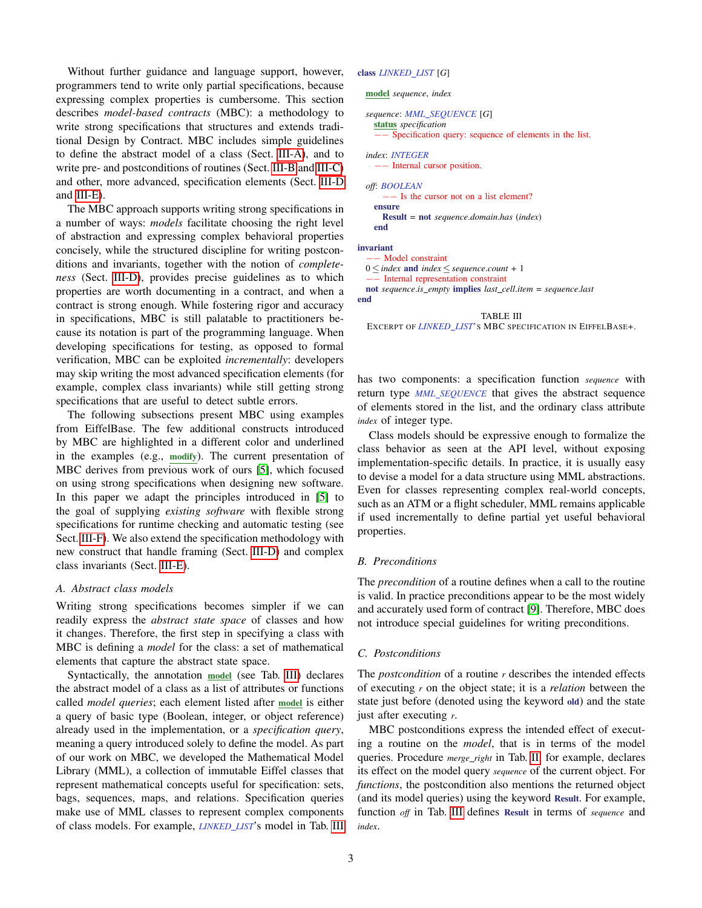Without further guidance and language support, however, programmers tend to write only partial specifications, because expressing complex properties is cumbersome. This section describes *model-based contracts* (MBC): a methodology to write strong specifications that structures and extends traditional Design by Contract. MBC includes simple guidelines to define the abstract model of a class (Sect. III-A), and to write pre- and postconditions of routines (Sect. III-B and III-C) and other, more advanced, specification elements (Sect. III-D and III-E).

The MBC approach supports writing strong specifications in a number of ways: *models* facilitate choosing the right level of abstraction and expressing complex behavioral properties concisely, while the structured discipline for writing postconditions and invariants, together with the notion of *completeness* (Sect. III-D), provides precise guidelines as to which properties are worth documenting in a contract, and when a contract is strong enough. While fostering rigor and accuracy in specifications, MBC is still palatable to practitioners because its notation is part of the programming language. When developing specifications for testing, as opposed to formal verification, MBC can be exploited *incrementally*: developers may skip writing the most advanced specification elements (for example, complex class invariants) while still getting strong specifications that are useful to detect subtle errors.

The following subsections present MBC using examples from EiffelBase. The few additional constructs introduced by MBC are highlighted in a different color and underlined in the examples (e.g., **modify**). The current presentation of MBC derives from previous work of ours [5], which focused on using strong specifications when designing new software. In this paper we adapt the principles introduced in [5] to the goal of supplying *existing software* with flexible strong specifications for runtime checking and automatic testing (see Sect. III-F). We also extend the specification methodology with new construct that handle framing (Sect. III-D) and complex class invariants (Sect. III-E).

### A. Abstract class models

Writing strong specifications becomes simpler if we can readily express the *abstract state space* of classes and how it changes. Therefore, the first step in specifying a class with MBC is defining a *model* for the class: a set of mathematical elements that capture the abstract state space.

Syntactically, the annotation **model** (see Tab. III) declares the abstract model of a class as a list of attributes or functions called *model queries*; each element listed after **model** is either a query of basic type (Boolean, integer, or object reference) already used in the implementation, or a *specification query*, meaning a query introduced solely to define the model. As part of our work on MBC, we developed the Mathematical Model Library (MML), a collection of immutable Eiffel classes that represent mathematical concepts useful for specification: sets, bags, sequences, maps, and relations. Specification queries make use of MML classes to represent complex components of class models. For example, *LINKED_LIST*'s model in Tab. III has two components: a specification function *sequence* with return type *MML_SEQUENCE* that gives the abstract sequence of elements stored in the list, and the ordinary class attribute *index* of integer type.

```
class LINKED_LIST [G]

  model sequence, index

  sequence: MML_SEQUENCE [G]
    status specification
    -- Specification query: sequence of elements in the list.

  index: INTEGER
    -- Internal cursor position.

  off: BOOLEAN
      -- Is the cursor not on a list element?
    ensure
      Result = not sequence.domain.has (index)
    end

invariant
  -- Model constraint
  0 ≤ index and index ≤ sequence.count + 1
  -- Internal representation constraint
  not sequence.is_empty implies last_cell.item = sequence.last
end
```

TABLE III
EXCERPT OF *LINKED_LIST*'S MBC SPECIFICATION IN EIFFELBASE+.

Class models should be expressive enough to formalize the class behavior as seen at the API level, without exposing implementation-specific details. In practice, it is usually easy to devise a model for a data structure using MML abstractions. Even for classes representing complex real-world concepts, such as an ATM or a flight scheduler, MML remains applicable if used incrementally to define partial yet useful behavioral properties.

### B. Preconditions

The *precondition* of a routine defines when a call to the routine is valid. In practice preconditions appear to be the most widely and accurately used form of contract [9]. Therefore, MBC does not introduce special guidelines for writing preconditions.

### C. Postconditions

The *postcondition* of a routine *r* describes the intended effects of executing *r* on the object state; it is a *relation* between the state just before (denoted using the keyword **old**) and the state just after executing *r*.

MBC postconditions express the intended effect of executing a routine on the *model*, that is in terms of the model queries. Procedure *merge_right* in Tab. II, for example, declares its effect on the model query *sequence* of the current object. For *functions*, the postcondition also mentions the returned object (and its model queries) using the keyword **Result**. For example, function *off* in Tab. III defines **Result** in terms of *sequence* and *index*.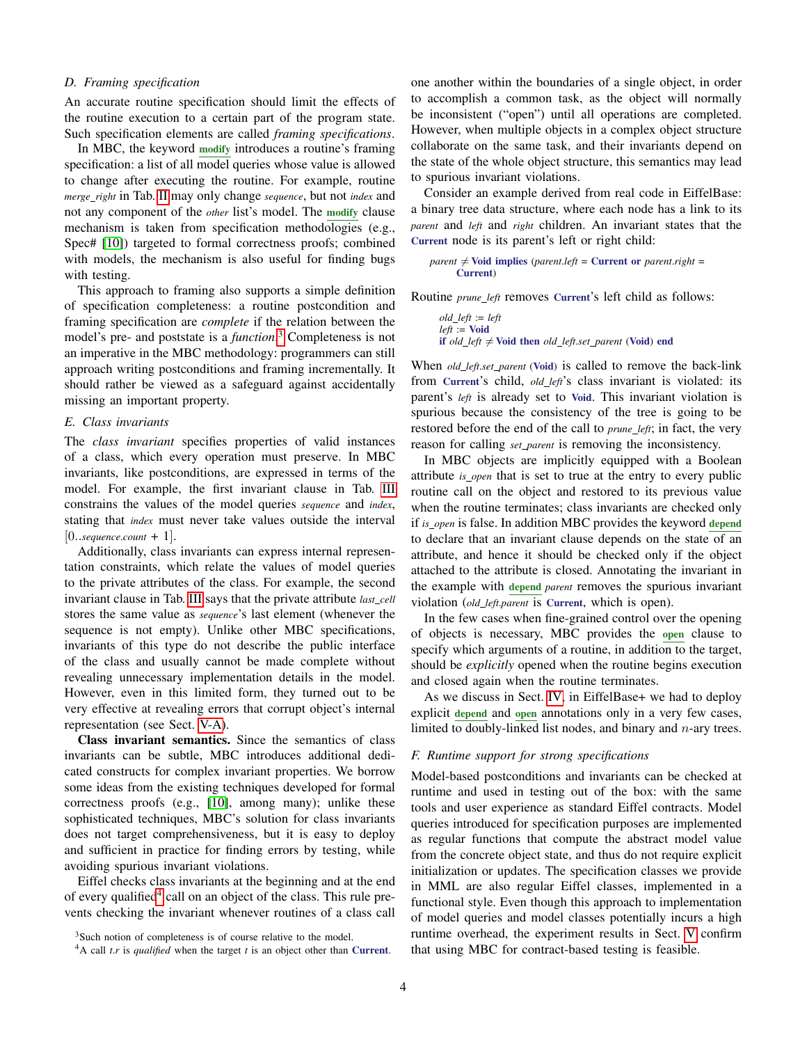### D. Framing specification

An accurate routine specification should limit the effects of the routine execution to a certain part of the program state. Such specification elements are called *framing specifications*.

In MBC, the keyword **modify** introduces a routine's framing specification: a list of all model queries whose value is allowed to change after executing the routine. For example, routine *merge_right* in Tab. II may only change *sequence*, but not *index* and not any component of the *other* list's model. The **modify** clause mechanism is taken from specification methodologies (e.g., Spec# [10]) targeted to formal correctness proofs; combined with models, the mechanism is also useful for finding bugs with testing.

This approach to framing also supports a simple definition of specification completeness: a routine postcondition and framing specification are *complete* if the relation between the model's pre- and poststate is a *function*.[3] Completeness is not an imperative in the MBC methodology: programmers can still approach writing postconditions and framing incrementally. It should rather be viewed as a safeguard against accidentally missing an important property.

### E. Class invariants

The *class invariant* specifies properties of valid instances of a class, which every operation must preserve. In MBC invariants, like postconditions, are expressed in terms of the model. For example, the first invariant clause in Tab. III constrains the values of the model queries *sequence* and *index*, stating that *index* must never take values outside the interval $[0..sequence.count + 1]$.

Additionally, class invariants can express internal representation constraints, which relate the values of model queries to the private attributes of the class. For example, the second invariant clause in Tab. III says that the private attribute *last_cell* stores the same value as *sequence*'s last element (whenever the sequence is not empty). Unlike other MBC specifications, invariants of this type do not describe the public interface of the class and usually cannot be made complete without revealing unnecessary implementation details in the model. However, even in this limited form, they turned out to be very effective at revealing errors that corrupt object's internal representation (see Sect. V-A).

**Class invariant semantics.** Since the semantics of class invariants can be subtle, MBC introduces additional dedicated constructs for complex invariant properties. We borrow some ideas from the existing techniques developed for formal correctness proofs (e.g., [10], among many); unlike these sophisticated techniques, MBC's solution for class invariants does not target comprehensiveness, but it is easy to deploy and sufficient in practice for finding errors by testing, while avoiding spurious invariant violations.

Eiffel checks class invariants at the beginning and at the end of every qualified[4] call on an object of the class. This rule prevents checking the invariant whenever routines of a class call one another within the boundaries of a single object, in order to accomplish a common task, as the object will normally be inconsistent ("open") until all operations are completed. However, when multiple objects in a complex object structure collaborate on the same task, and their invariants depend on the state of the whole object structure, this semantics may lead to spurious invariant violations.

Consider an example derived from real code in EiffelBase: a binary tree data structure, where each node has a link to its *parent* and *left* and *right* children. An invariant states that the **Current** node is its parent's left or right child:

```
parent ≠ Void implies (parent.left = Current or parent.right =
    Current)
```

Routine *prune_left* removes **Current**'s left child as follows:

```
old_left := left
left := Void
if old_left ≠ Void then old_left.set_parent (Void) end
```

When *old_left.set_parent* (**Void**) is called to remove the back-link from **Current**'s child, *old_left*'s class invariant is violated: its parent's *left* is already set to **Void**. This invariant violation is spurious because the consistency of the tree is going to be restored before the end of the call to *prune_left*; in fact, the very reason for calling *set_parent* is removing the inconsistency.

In MBC objects are implicitly equipped with a Boolean attribute *is_open* that is set to true at the entry to every public routine call on the object and restored to its previous value when the routine terminates; class invariants are checked only if *is_open* is false. In addition MBC provides the keyword **depend** to declare that an invariant clause depends on the state of an attribute, and hence it should be checked only if the object attached to the attribute is closed. Annotating the invariant in the example with **depend** *parent* removes the spurious invariant violation (*old_left.parent* is **Current**, which is open).

In the few cases when fine-grained control over the opening of objects is necessary, MBC provides the **open** clause to specify which arguments of a routine, in addition to the target, should be *explicitly* opened when the routine begins execution and closed again when the routine terminates.

As we discuss in Sect. IV, in EiffelBase+ we had to deploy explicit **depend** and **open** annotations only in a very few cases, limited to doubly-linked list nodes, and binary and $n$-ary trees.

### F. Runtime support for strong specifications

Model-based postconditions and invariants can be checked at runtime and used in testing out of the box: with the same tools and user experience as standard Eiffel contracts. Model queries introduced for specification purposes are implemented as regular functions that compute the abstract model value from the concrete object state, and thus do not require explicit initialization or updates. The specification classes we provide in MML are also regular Eiffel classes, implemented in a functional style. Even though this approach to implementation of model queries and model classes potentially incurs a high runtime overhead, the experiment results in Sect. V confirm that using MBC for contract-based testing is feasible.

[3] Such notion of completeness is of course relative to the model.

[4] A call *t.r* is *qualified* when the target *t* is an object other than **Current**.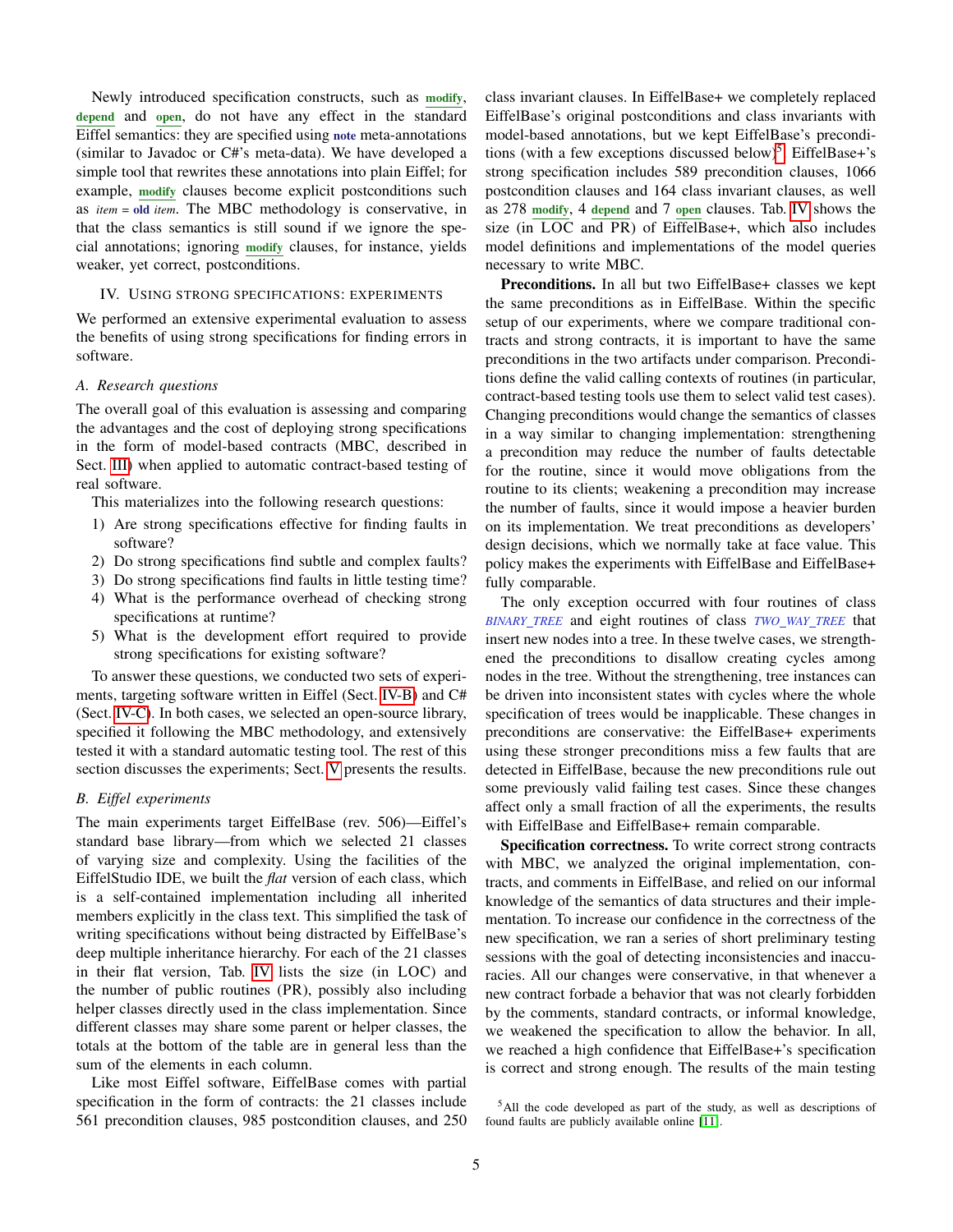Newly introduced specification constructs, such as **modify**, **depend** and **open**, do not have any effect in the standard Eiffel semantics: they are specified using **note** meta-annotations (similar to Javadoc or C#'s meta-data). We have developed a simple tool that rewrites these annotations into plain Eiffel; for example, **modify** clauses become explicit postconditions such as *item* = **old** *item*. The MBC methodology is conservative, in that the class semantics is still sound if we ignore the special annotations; ignoring **modify** clauses, for instance, yields weaker, yet correct, postconditions.

## IV. Using strong specifications: experiments

We performed an extensive experimental evaluation to assess the benefits of using strong specifications for finding errors in software.

### A. Research questions

The overall goal of this evaluation is assessing and comparing the advantages and the cost of deploying strong specifications in the form of model-based contracts (MBC, described in Sect. III) when applied to automatic contract-based testing of real software.

This materializes into the following research questions:

1) Are strong specifications effective for finding faults in software?
2) Do strong specifications find subtle and complex faults?
3) Do strong specifications find faults in little testing time?
4) What is the performance overhead of checking strong specifications at runtime?
5) What is the development effort required to provide strong specifications for existing software?

To answer these questions, we conducted two sets of experiments, targeting software written in Eiffel (Sect. IV-B) and C# (Sect. IV-C). In both cases, we selected an open-source library, specified it following the MBC methodology, and extensively tested it with a standard automatic testing tool. The rest of this section discusses the experiments; Sect. V presents the results.

### B. Eiffel experiments

The main experiments target EiffelBase (rev. 506)—Eiffel's standard base library—from which we selected 21 classes of varying size and complexity. Using the facilities of the EiffelStudio IDE, we built the *flat* version of each class, which is a self-contained implementation including all inherited members explicitly in the class text. This simplified the task of writing specifications without being distracted by EiffelBase's deep multiple inheritance hierarchy. For each of the 21 classes in their flat version, Tab. IV lists the size (in LOC) and the number of public routines (PR), possibly also including helper classes directly used in the class implementation. Since different classes may share some parent or helper classes, the totals at the bottom of the table are in general less than the sum of the elements in each column.

Like most Eiffel software, EiffelBase comes with partial specification in the form of contracts: the 21 classes include 561 precondition clauses, 985 postcondition clauses, and 250 class invariant clauses. In EiffelBase+ we completely replaced EiffelBase's original postconditions and class invariants with model-based annotations, but we kept EiffelBase's preconditions (with a few exceptions discussed below)[5]. EiffelBase+'s strong specification includes 589 precondition clauses, 1066 postcondition clauses and 164 class invariant clauses, as well as 278 **modify**, 4 **depend** and 7 **open** clauses. Tab. IV shows the size (in LOC and PR) of EiffelBase+, which also includes model definitions and implementations of the model queries necessary to write MBC.

**Preconditions.** In all but two EiffelBase+ classes we kept the same preconditions as in EiffelBase. Within the specific setup of our experiments, where we compare traditional contracts and strong contracts, it is important to have the same preconditions in the two artifacts under comparison. Preconditions define the valid calling contexts of routines (in particular, contract-based testing tools use them to select valid test cases). Changing preconditions would change the semantics of classes in a way similar to changing implementation: strengthening a precondition may reduce the number of faults detectable for the routine, since it would move obligations from the routine to its clients; weakening a precondition may increase the number of faults, since it would impose a heavier burden on its implementation. We treat preconditions as developers' design decisions, which we normally take at face value. This policy makes the experiments with EiffelBase and EiffelBase+ fully comparable.

The only exception occurred with four routines of class *BINARY_TREE* and eight routines of class *TWO_WAY_TREE* that insert new nodes into a tree. In these twelve cases, we strengthened the preconditions to disallow creating cycles among nodes in the tree. Without the strengthening, tree instances can be driven into inconsistent states with cycles where the whole specification of trees would be inapplicable. These changes in preconditions are conservative: the EiffelBase+ experiments using these stronger preconditions miss a few faults that are detected in EiffelBase, because the new preconditions rule out some previously valid failing test cases. Since these changes affect only a small fraction of all the experiments, the results with EiffelBase and EiffelBase+ remain comparable.

**Specification correctness.** To write correct strong contracts with MBC, we analyzed the original implementation, contracts, and comments in EiffelBase, and relied on our informal knowledge of the semantics of data structures and their implementation. To increase our confidence in the correctness of the new specification, we ran a series of short preliminary testing sessions with the goal of detecting inconsistencies and inaccuracies. All our changes were conservative, in that whenever a new contract forbade a behavior that was not clearly forbidden by the comments, standard contracts, or informal knowledge, we weakened the specification to allow the behavior. In all, we reached a high confidence that EiffelBase+'s specification is correct and strong enough. The results of the main testing

[5] All the code developed as part of the study, as well as descriptions of found faults are publicly available online [11].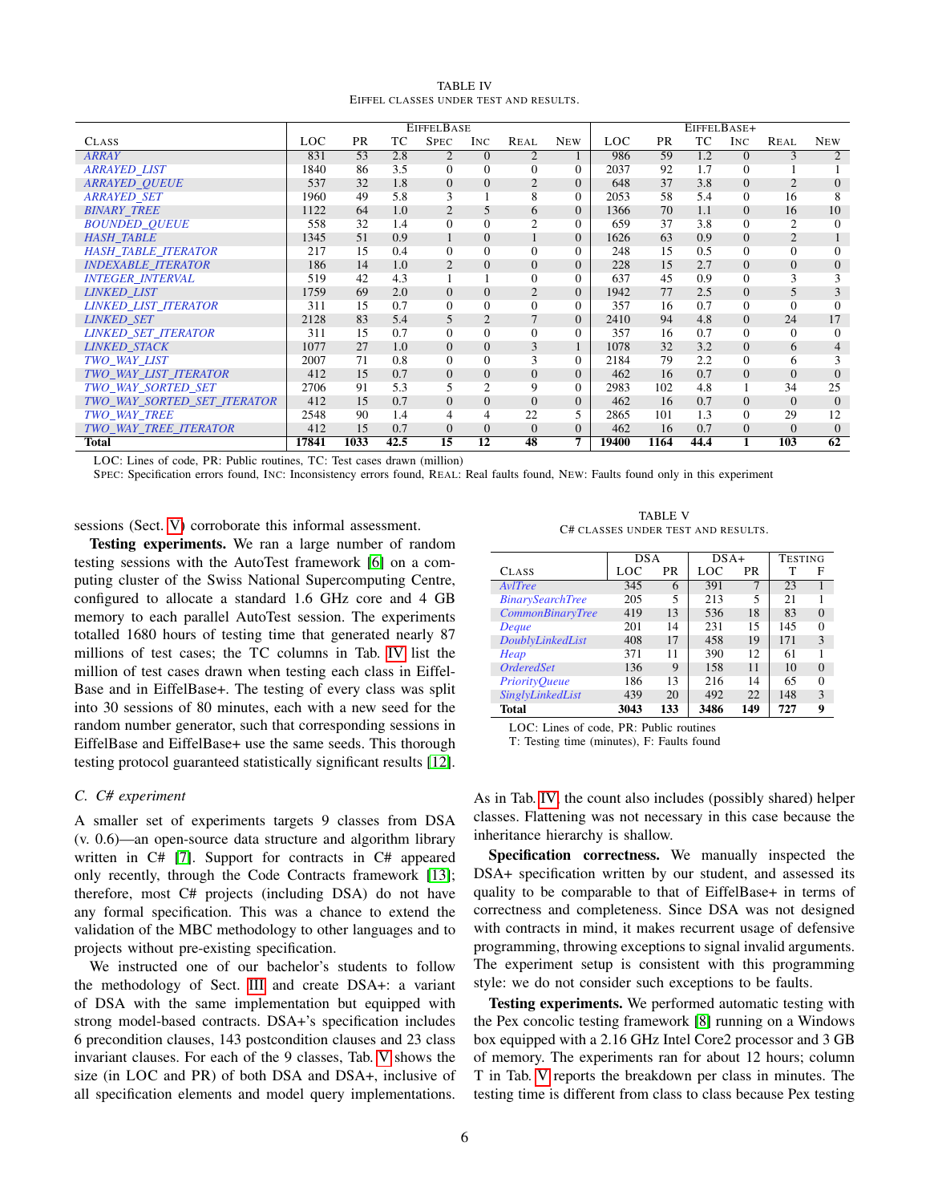TABLE IV
EIFFEL CLASSES UNDER TEST AND RESULTS.

| CLASS | EIFFELBASE | | | | | | | EIFFELBASE+ | | | | | |
|---|---|---|---|---|---|---|---|---|---|---|---|---|---|
| | LOC | PR | TC | SPEC | INC | REAL | NEW | LOC | PR | TC | INC | REAL | NEW |
| ARRAY | 831 | 53 | 2.8 | 2 | 0 | 2 | 1 | 986 | 59 | 1.2 | 0 | 3 | 2 |
| ARRAYED_LIST | 1840 | 86 | 3.5 | 0 | 0 | 0 | 0 | 2037 | 92 | 1.7 | 0 | 1 | 1 |
| ARRAYED_QUEUE | 537 | 32 | 1.8 | 0 | 0 | 2 | 0 | 648 | 37 | 3.8 | 0 | 2 | 0 |
| ARRAYED_SET | 1960 | 49 | 5.8 | 3 | 1 | 8 | 0 | 2053 | 58 | 5.4 | 0 | 16 | 8 |
| BINARY_TREE | 1122 | 64 | 1.0 | 2 | 5 | 6 | 0 | 1366 | 70 | 1.1 | 0 | 16 | 10 |
| BOUNDED_QUEUE | 558 | 32 | 1.4 | 0 | 0 | 2 | 0 | 659 | 37 | 3.8 | 0 | 2 | 0 |
| HASH_TABLE | 1345 | 51 | 0.9 | 1 | 0 | 1 | 0 | 1626 | 63 | 0.9 | 0 | 2 | 1 |
| HASH_TABLE_ITERATOR | 217 | 15 | 0.4 | 0 | 0 | 0 | 0 | 248 | 15 | 0.5 | 0 | 0 | 0 |
| INDEXABLE_ITERATOR | 186 | 14 | 1.0 | 2 | 0 | 0 | 0 | 228 | 15 | 2.7 | 0 | 0 | 0 |
| INTEGER_INTERVAL | 519 | 42 | 4.3 | 1 | 1 | 0 | 0 | 637 | 45 | 0.9 | 0 | 3 | 3 |
| LINKED_LIST | 1759 | 69 | 2.0 | 0 | 0 | 2 | 0 | 1942 | 77 | 2.5 | 0 | 5 | 3 |
| LINKED_LIST_ITERATOR | 311 | 15 | 0.7 | 0 | 0 | 0 | 0 | 357 | 16 | 0.7 | 0 | 0 | 0 |
| LINKED_SET | 2128 | 83 | 5.4 | 5 | 2 | 7 | 0 | 2410 | 94 | 4.8 | 0 | 24 | 17 |
| LINKED_SET_ITERATOR | 311 | 15 | 0.7 | 0 | 0 | 0 | 0 | 357 | 16 | 0.7 | 0 | 0 | 0 |
| LINKED_STACK | 1077 | 27 | 1.0 | 0 | 0 | 3 | 1 | 1078 | 32 | 3.2 | 0 | 6 | 4 |
| TWO_WAY_LIST | 2007 | 71 | 0.8 | 0 | 0 | 3 | 0 | 2184 | 79 | 2.2 | 0 | 6 | 3 |
| TWO_WAY_LIST_ITERATOR | 412 | 15 | 0.7 | 0 | 0 | 0 | 0 | 462 | 16 | 0.7 | 0 | 0 | 0 |
| TWO_WAY_SORTED_SET | 2706 | 91 | 5.3 | 5 | 2 | 9 | 0 | 2983 | 102 | 4.8 | 1 | 34 | 25 |
| TWO_WAY_SORTED_SET_ITERATOR | 412 | 15 | 0.7 | 0 | 0 | 0 | 0 | 462 | 16 | 0.7 | 0 | 0 | 0 |
| TWO_WAY_TREE | 2548 | 90 | 1.4 | 4 | 4 | 22 | 5 | 2865 | 101 | 1.3 | 0 | 29 | 12 |
| TWO_WAY_TREE_ITERATOR | 412 | 15 | 0.7 | 0 | 0 | 0 | 0 | 462 | 16 | 0.7 | 0 | 0 | 0 |
| **Total** | **17841** | **1033** | **42.5** | **15** | **12** | **48** | **7** | **19400** | **1164** | **44.4** | **1** | **103** | **62** |

LOC: Lines of code, PR: Public routines, TC: Test cases drawn (million)
SPEC: Specification errors found, INC: Inconsistency errors found, REAL: Real faults found, NEW: Faults found only in this experiment

sessions (Sect. V) corroborate this informal assessment.

**Testing experiments.** We ran a large number of random testing sessions with the AutoTest framework [6] on a computing cluster of the Swiss National Supercomputing Centre, configured to allocate a standard 1.6 GHz core and 4 GB memory to each parallel AutoTest session. The experiments totalled 1680 hours of testing time that generated nearly 87 millions of test cases; the TC columns in Tab. IV list the million of test cases drawn when testing each class in EiffelBase and in EiffelBase+. The testing of every class was split into 30 sessions of 80 minutes, each with a new seed for the random number generator, such that corresponding sessions in EiffelBase and EiffelBase+ use the same seeds. This thorough testing protocol guaranteed statistically significant results [12].

### C. C# experiment

A smaller set of experiments targets 9 classes from DSA (v. 0.6)—an open-source data structure and algorithm library written in C# [7]. Support for contracts in C# appeared only recently, through the Code Contracts framework [13]; therefore, most C# projects (including DSA) do not have any formal specification. This was a chance to extend the validation of the MBC methodology to other languages and to projects without pre-existing specification.

We instructed one of our bachelor's students to follow the methodology of Sect. III and create DSA+: a variant of DSA with the same implementation but equipped with strong model-based contracts. DSA+'s specification includes 6 precondition clauses, 143 postcondition clauses and 23 class invariant clauses. For each of the 9 classes, Tab. V shows the size (in LOC and PR) of both DSA and DSA+, inclusive of all specification elements and model query implementations.

TABLE V
C# CLASSES UNDER TEST AND RESULTS.

| CLASS | DSA | | DSA+ | | TESTING | |
|---|---|---|---|---|---|---|
| | LOC | PR | LOC | PR | T | F |
| AvlTree | 345 | 6 | 391 | 7 | 23 | 1 |
| BinarySearchTree | 205 | 5 | 213 | 5 | 21 | 1 |
| CommonBinaryTree | 419 | 13 | 536 | 18 | 83 | 0 |
| Deque | 201 | 14 | 231 | 15 | 145 | 0 |
| DoublyLinkedList | 408 | 17 | 458 | 19 | 171 | 3 |
| Heap | 371 | 11 | 390 | 12 | 61 | 1 |
| OrderedSet | 136 | 9 | 158 | 11 | 10 | 0 |
| PriorityQueue | 186 | 13 | 216 | 14 | 65 | 0 |
| SinglyLinkedList | 439 | 20 | 492 | 22 | 148 | 3 |
| **Total** | **3043** | **133** | **3486** | **149** | **727** | **9** |

LOC: Lines of code, PR: Public routines
T: Testing time (minutes), F: Faults found

As in Tab. IV, the count also includes (possibly shared) helper classes. Flattening was not necessary in this case because the inheritance hierarchy is shallow.

**Specification correctness.** We manually inspected the DSA+ specification written by our student, and assessed its quality to be comparable to that of EiffelBase+ in terms of correctness and completeness. Since DSA was not designed with contracts in mind, it makes recurrent usage of defensive programming, throwing exceptions to signal invalid arguments. The experiment setup is consistent with this programming style: we do not consider such exceptions to be faults.

**Testing experiments.** We performed automatic testing with the Pex concolic testing framework [8] running on a Windows box equipped with a 2.16 GHz Intel Core2 processor and 3 GB of memory. The experiments ran for about 12 hours; column T in Tab. V reports the breakdown per class in minutes. The testing time is different from class to class because Pex testing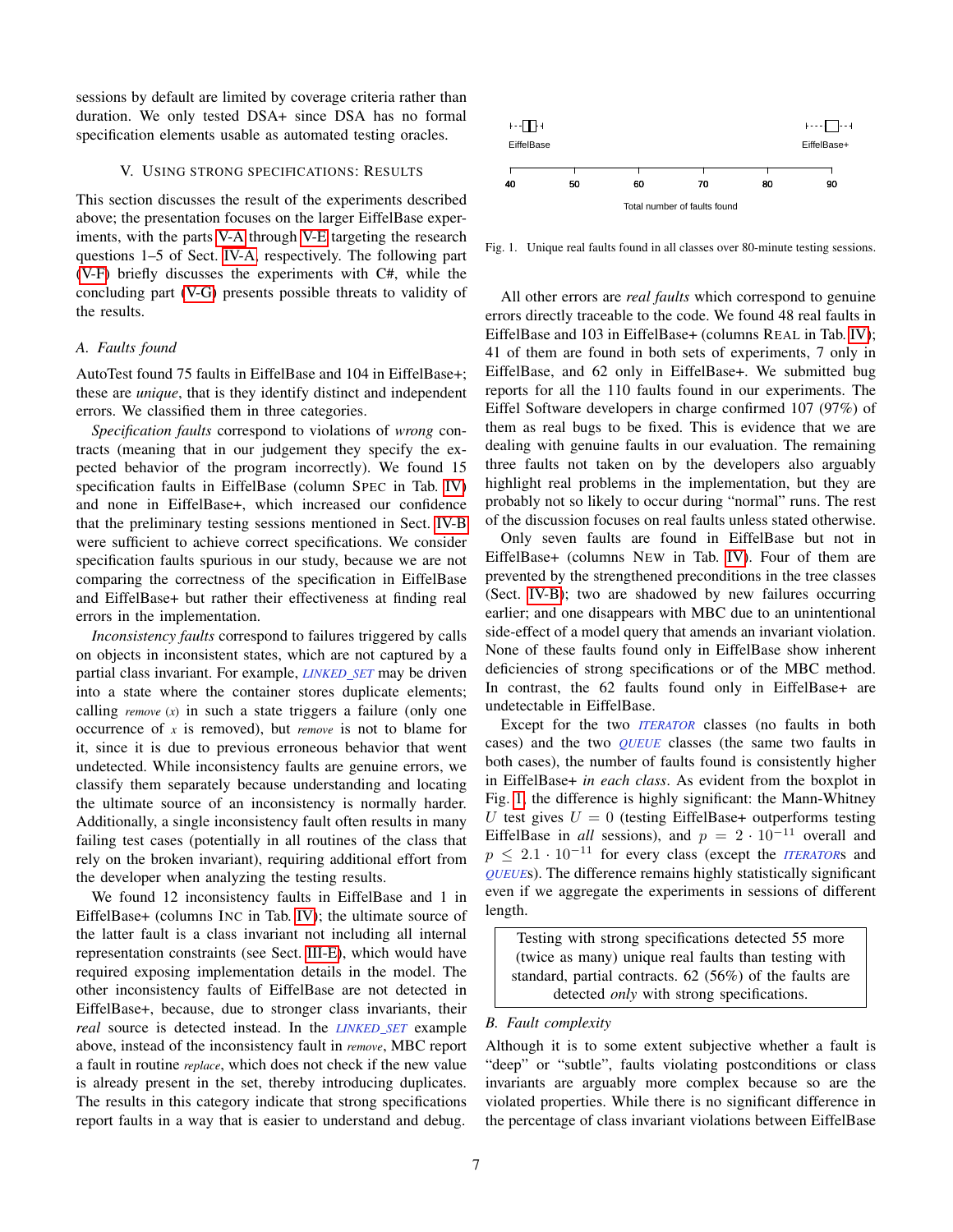sessions by default are limited by coverage criteria rather than duration. We only tested DSA+ since DSA has no formal specification elements usable as automated testing oracles.

## V. Using Strong Specifications: Results

This section discusses the result of the experiments described above; the presentation focuses on the larger EiffelBase experiments, with the parts V-A through V-E targeting the research questions 1–5 of Sect. IV-A, respectively. The following part (V-F) briefly discusses the experiments with C#, while the concluding part (V-G) presents possible threats to validity of the results.

### A. Faults found

AutoTest found 75 faults in EiffelBase and 104 in EiffelBase+; these are *unique*, that is they identify distinct and independent errors. We classified them in three categories.

*Specification faults* correspond to violations of *wrong* contracts (meaning that in our judgement they specify the expected behavior of the program incorrectly). We found 15 specification faults in EiffelBase (column Spec in Tab. IV) and none in EiffelBase+, which increased our confidence that the preliminary testing sessions mentioned in Sect. IV-B were sufficient to achieve correct specifications. We consider specification faults spurious in our study, because we are not comparing the correctness of the specification in EiffelBase and EiffelBase+ but rather their effectiveness at finding real errors in the implementation.

*Inconsistency faults* correspond to failures triggered by calls on objects in inconsistent states, which are not captured by a partial class invariant. For example, *LINKED_SET* may be driven into a state where the container stores duplicate elements; calling *remove* (*x*) in such a state triggers a failure (only one occurrence of *x* is removed), but *remove* is not to blame for it, since it is due to previous erroneous behavior that went undetected. While inconsistency faults are genuine errors, we classify them separately because understanding and locating the ultimate source of an inconsistency is normally harder. Additionally, a single inconsistency fault often results in many failing test cases (potentially in all routines of the class that rely on the broken invariant), requiring additional effort from the developer when analyzing the testing results.

We found 12 inconsistency faults in EiffelBase and 1 in EiffelBase+ (columns Inc in Tab. IV); the ultimate source of the latter fault is a class invariant not including all internal representation constraints (see Sect. III-E), which would have required exposing implementation details in the model. The other inconsistency faults of EiffelBase are not detected in EiffelBase+, because, due to stronger class invariants, their *real* source is detected instead. In the *LINKED_SET* example above, instead of the inconsistency fault in *remove*, MBC report a fault in routine *replace*, which does not check if the new value is already present in the set, thereby introducing duplicates. The results in this category indicate that strong specifications report faults in a way that is easier to understand and debug.

Fig. 1. Unique real faults found in all classes over 80-minute testing sessions.

All other errors are *real faults* which correspond to genuine errors directly traceable to the code. We found 48 real faults in EiffelBase and 103 in EiffelBase+ (columns Real in Tab. IV); 41 of them are found in both sets of experiments, 7 only in EiffelBase, and 62 only in EiffelBase+. We submitted bug reports for all the 110 faults found in our experiments. The Eiffel Software developers in charge confirmed 107 (97%) of them as real bugs to be fixed. This is evidence that we are dealing with genuine faults in our evaluation. The remaining three faults not taken on by the developers also arguably highlight real problems in the implementation, but they are probably not so likely to occur during "normal" runs. The rest of the discussion focuses on real faults unless stated otherwise.

Only seven faults are found in EiffelBase but not in EiffelBase+ (columns New in Tab. IV). Four of them are prevented by the strengthened preconditions in the tree classes (Sect. IV-B); two are shadowed by new failures occurring earlier; and one disappears with MBC due to an unintentional side-effect of a model query that amends an invariant violation. None of these faults found only in EiffelBase show inherent deficiencies of strong specifications or of the MBC method. In contrast, the 62 faults found only in EiffelBase+ are undetectable in EiffelBase.

Except for the two *ITERATOR* classes (no faults in both cases) and the two *QUEUE* classes (the same two faults in both cases), the number of faults found is consistently higher in EiffelBase+ *in each class*. As evident from the boxplot in Fig. 1, the difference is highly significant: the Mann-Whitney $U$ test gives $U = 0$ (testing EiffelBase+ outperforms testing EiffelBase in *all* sessions), and $p = 2 \cdot 10^{-11}$ overall and $p \leq 2.1 \cdot 10^{-11}$ for every class (except the *ITERATOR*s and *QUEUE*s). The difference remains highly statistically significant even if we aggregate the experiments in sessions of different length.

> Testing with strong specifications detected 55 more (twice as many) unique real faults than testing with standard, partial contracts. 62 (56%) of the faults are detected *only* with strong specifications.

### B. Fault complexity

Although it is to some extent subjective whether a fault is "deep" or "subtle", faults violating postconditions or class invariants are arguably more complex because so are the violated properties. While there is no significant difference in the percentage of class invariant violations between EiffelBase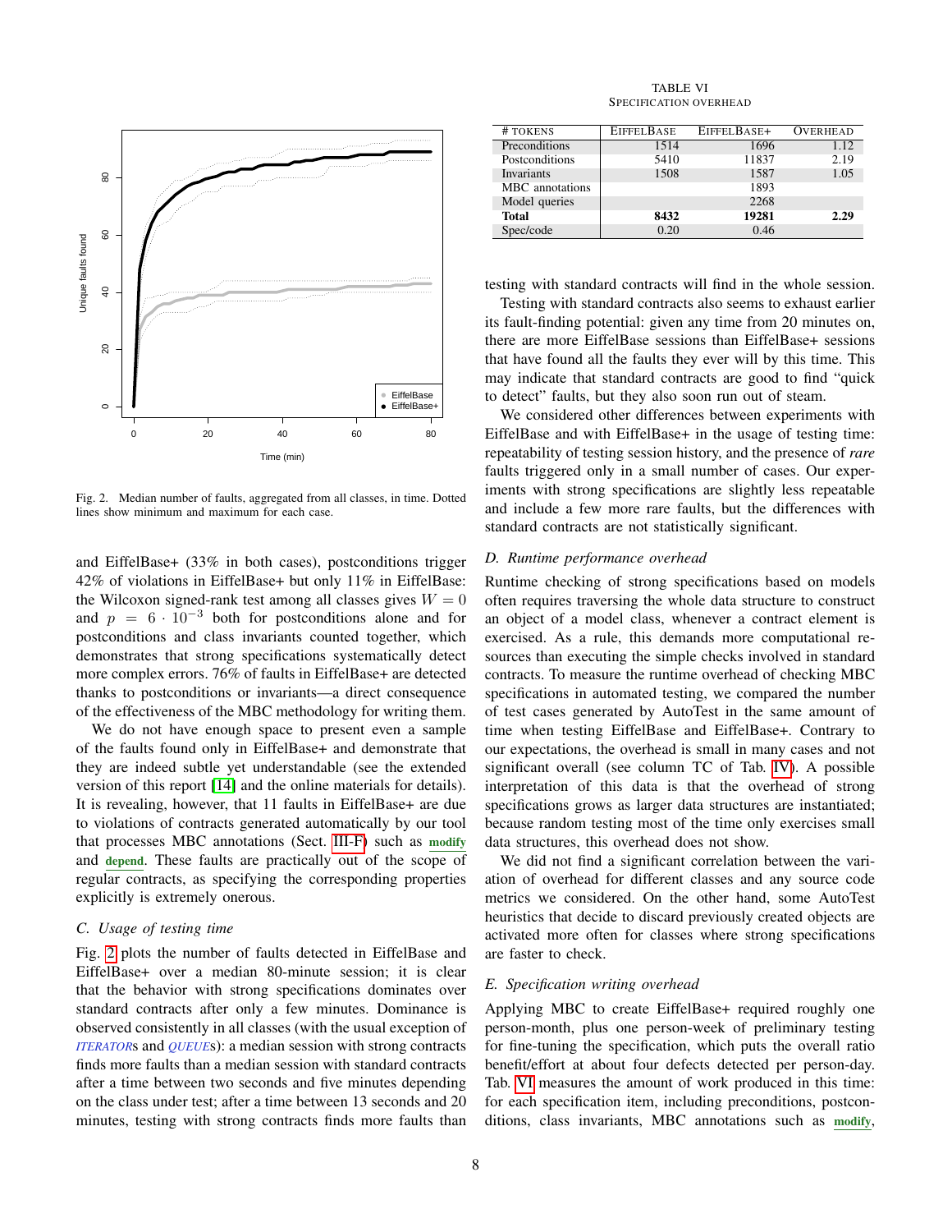Fig. 2. Median number of faults, aggregated from all classes, in time. Dotted lines show minimum and maximum for each case.

and EiffelBase+ (33% in both cases), postconditions trigger 42% of violations in EiffelBase+ but only 11% in EiffelBase: the Wilcoxon signed-rank test among all classes gives $W = 0$ and $p = 6 \cdot 10^{-3}$ both for postconditions alone and for postconditions and class invariants counted together, which demonstrates that strong specifications systematically detect more complex errors. 76% of faults in EiffelBase+ are detected thanks to postconditions or invariants—a direct consequence of the effectiveness of the MBC methodology for writing them.

We do not have enough space to present even a sample of the faults found only in EiffelBase+ and demonstrate that they are indeed subtle yet understandable (see the extended version of this report [14] and the online materials for details). It is revealing, however, that 11 faults in EiffelBase+ are due to violations of contracts generated automatically by our tool that processes MBC annotations (Sect. III-F) such as **modify** and **depend**. These faults are practically out of the scope of regular contracts, as specifying the corresponding properties explicitly is extremely onerous.

### C. Usage of testing time

Fig. 2 plots the number of faults detected in EiffelBase and EiffelBase+ over a median 80-minute session; it is clear that the behavior with strong specifications dominates over standard contracts after only a few minutes. Dominance is observed consistently in all classes (with the usual exception of *ITERATOR*s and *QUEUE*s): a median session with strong contracts finds more faults than a median session with standard contracts after a time between two seconds and five minutes depending on the class under test; after a time between 13 seconds and 20 minutes, testing with strong contracts finds more faults than testing with standard contracts will find in the whole session.

Testing with standard contracts also seems to exhaust earlier its fault-finding potential: given any time from 20 minutes on, there are more EiffelBase sessions than EiffelBase+ sessions that have found all the faults they ever will by this time. This may indicate that standard contracts are good to find "quick to detect" faults, but they also soon run out of steam.

We considered other differences between experiments with EiffelBase and with EiffelBase+ in the usage of testing time: repeatability of testing session history, and the presence of *rare* faults triggered only in a small number of cases. Our experiments with strong specifications are slightly less repeatable and include a few more rare faults, but the differences with standard contracts are not statistically significant.

TABLE VI
SPECIFICATION OVERHEAD

| # TOKENS | EIFFELBASE | EIFFELBASE+ | OVERHEAD |
|---|---|---|---|
| Preconditions | 1514 | 1696 | 1.12 |
| Postconditions | 5410 | 11837 | 2.19 |
| Invariants | 1508 | 1587 | 1.05 |
| MBC annotations | | 1893 | |
| Model queries | | 2268 | |
| **Total** | **8432** | **19281** | **2.29** |
| Spec/code | 0.20 | 0.46 | |

### D. Runtime performance overhead

Runtime checking of strong specifications based on models often requires traversing the whole data structure to construct an object of a model class, whenever a contract element is exercised. As a rule, this demands more computational resources than executing the simple checks involved in standard contracts. To measure the runtime overhead of checking MBC specifications in automated testing, we compared the number of test cases generated by AutoTest in the same amount of time when testing EiffelBase and EiffelBase+. Contrary to our expectations, the overhead is small in many cases and not significant overall (see column TC of Tab. IV). A possible interpretation of this data is that the overhead of strong specifications grows as larger data structures are instantiated; because random testing most of the time only exercises small data structures, this overhead does not show.

We did not find a significant correlation between the variation of overhead for different classes and any source code metrics we considered. On the other hand, some AutoTest heuristics that decide to discard previously created objects are activated more often for classes where strong specifications are faster to check.

### E. Specification writing overhead

Applying MBC to create EiffelBase+ required roughly one person-month, plus one person-week of preliminary testing for fine-tuning the specification, which puts the overall ratio benefit/effort at about four defects detected per person-day. Tab. VI measures the amount of work produced in this time: for each specification item, including preconditions, postconditions, class invariants, MBC annotations such as **modify**,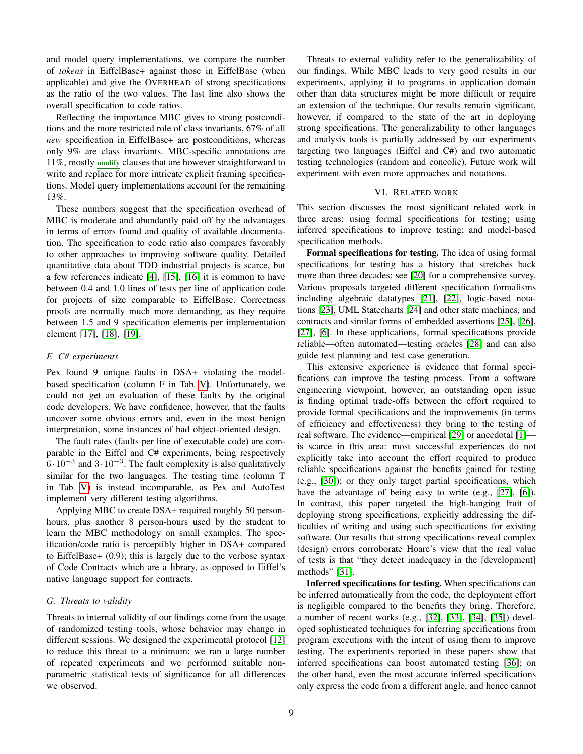and model query implementations, we compare the number of *tokens* in EiffelBase+ against those in EiffelBase (when applicable) and give the OVERHEAD of strong specifications as the ratio of the two values. The last line also shows the overall specification to code ratios.

Reflecting the importance MBC gives to strong postconditions and the more restricted role of class invariants, 67% of all *new* specification in EiffelBase+ are postconditions, whereas only 9% are class invariants. MBC-specific annotations are 11%, mostly **modify** clauses that are however straightforward to write and replace for more intricate explicit framing specifications. Model query implementations account for the remaining 13%.

These numbers suggest that the specification overhead of MBC is moderate and abundantly paid off by the advantages in terms of errors found and quality of available documentation. The specification to code ratio also compares favorably to other approaches to improving software quality. Detailed quantitative data about TDD industrial projects is scarce, but a few references indicate [4], [15], [16] it is common to have between 0.4 and 1.0 lines of tests per line of application code for projects of size comparable to EiffelBase. Correctness proofs are normally much more demanding, as they require between 1.5 and 9 specification elements per implementation element [17], [18], [19].

### F. C# experiments

Pex found 9 unique faults in DSA+ violating the model-based specification (column F in Tab. V). Unfortunately, we could not get an evaluation of these faults by the original code developers. We have confidence, however, that the faults uncover some obvious errors and, even in the most benign interpretation, some instances of bad object-oriented design.

The fault rates (faults per line of executable code) are comparable in the Eiffel and C# experiments, being respectively $6 \cdot 10^{-3}$ and $3 \cdot 10^{-3}$. The fault complexity is also qualitatively similar for the two languages. The testing time (column T in Tab. V) is instead incomparable, as Pex and AutoTest implement very different testing algorithms.

Applying MBC to create DSA+ required roughly 50 person-hours, plus another 8 person-hours used by the student to learn the MBC methodology on small examples. The specification/code ratio is perceptibly higher in DSA+ compared to EiffelBase+ (0.9); this is largely due to the verbose syntax of Code Contracts which are a library, as opposed to Eiffel's native language support for contracts.

### G. Threats to validity

Threats to internal validity of our findings come from the usage of randomized testing tools, whose behavior may change in different sessions. We designed the experimental protocol [12] to reduce this threat to a minimum: we ran a large number of repeated experiments and we performed suitable non-parametric statistical tests of significance for all differences we observed.

Threats to external validity refer to the generalizability of our findings. While MBC leads to very good results in our experiments, applying it to programs in application domain other than data structures might be more difficult or require an extension of the technique. Our results remain significant, however, if compared to the state of the art in deploying strong specifications. The generalizability to other languages and analysis tools is partially addressed by our experiments targeting two languages (Eiffel and C#) and two automatic testing technologies (random and concolic). Future work will experiment with even more approaches and notations.

## VI. RELATED WORK

This section discusses the most significant related work in three areas: using formal specifications for testing; using inferred specifications to improve testing; and model-based specification methods.

**Formal specifications for testing.** The idea of using formal specifications for testing has a history that stretches back more than three decades; see [20] for a comprehensive survey. Various proposals targeted different specification formalisms including algebraic datatypes [21], [22], logic-based notations [23], UML Statecharts [24] and other state machines, and contracts and similar forms of embedded assertions [25], [26], [27], [6]. In these applications, formal specifications provide reliable—often automated—testing oracles [28] and can also guide test planning and test case generation.

This extensive experience is evidence that formal specifications can improve the testing process. From a software engineering viewpoint, however, an outstanding open issue is finding optimal trade-offs between the effort required to provide formal specifications and the improvements (in terms of efficiency and effectiveness) they bring to the testing of real software. The evidence—empirical [29] or anecdotal [1]—is scarce in this area: most successful experiences do not explicitly take into account the effort required to produce reliable specifications against the benefits gained for testing (e.g., [30]); or they only target partial specifications, which have the advantage of being easy to write (e.g., [27], [6]). In contrast, this paper targeted the high-hanging fruit of deploying strong specifications, explicitly addressing the difficulties of writing and using such specifications for existing software. Our results that strong specifications reveal complex (design) errors corroborate Hoare's view that the real value of tests is that "they detect inadequacy in the [development] methods" [31].

**Inferred specifications for testing.** When specifications can be inferred automatically from the code, the deployment effort is negligible compared to the benefits they bring. Therefore, a number of recent works (e.g., [32], [33], [34], [35]) developed sophisticated techniques for inferring specifications from program executions with the intent of using them to improve testing. The experiments reported in these papers show that inferred specifications can boost automated testing [36]; on the other hand, even the most accurate inferred specifications only express the code from a different angle, and hence cannot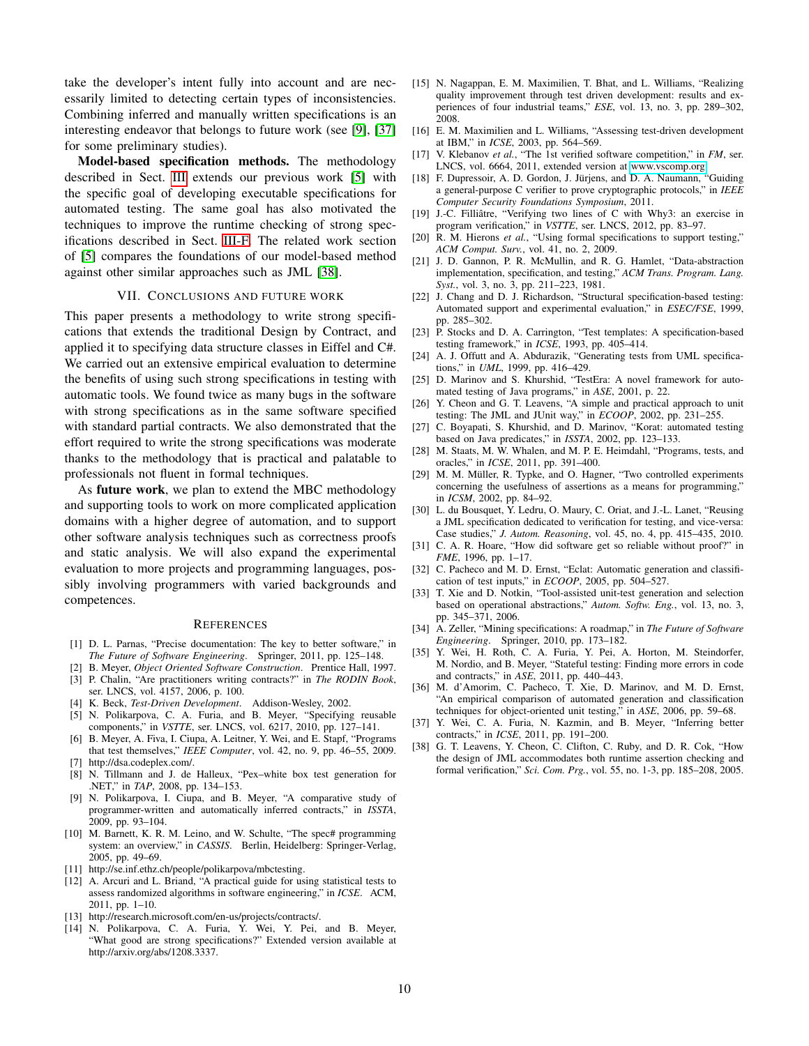take the developer's intent fully into account and are necessarily limited to detecting certain types of inconsistencies. Combining inferred and manually written specifications is an interesting endeavor that belongs to future work (see [9], [37] for some preliminary studies).

**Model-based specification methods.** The methodology described in Sect. III extends our previous work [5] with the specific goal of developing executable specifications for automated testing. The same goal has also motivated the techniques to improve the runtime checking of strong specifications described in Sect. III-F. The related work section of [5] compares the foundations of our model-based method against other similar approaches such as JML [38].

## VII. Conclusions and future work

This paper presents a methodology to write strong specifications that extends the traditional Design by Contract, and applied it to specifying data structure classes in Eiffel and C#. We carried out an extensive empirical evaluation to determine the benefits of using such strong specifications in testing with automatic tools. We found twice as many bugs in the software with strong specifications as in the same software specified with standard partial contracts. We also demonstrated that the effort required to write the strong specifications was moderate thanks to the methodology that is practical and palatable to professionals not fluent in formal techniques.

As **future work**, we plan to extend the MBC methodology and supporting tools to work on more complicated application domains with a higher degree of automation, and to support other software analysis techniques such as correctness proofs and static analysis. We will also expand the experimental evaluation to more projects and programming languages, possibly involving programmers with varied backgrounds and competences.

## References

[1] D. L. Parnas, "Precise documentation: The key to better software," in *The Future of Software Engineering*. Springer, 2011, pp. 125–148.

[2] B. Meyer, *Object Oriented Software Construction*. Prentice Hall, 1997.

[3] P. Chalin, "Are practitioners writing contracts?" in *The RODIN Book*, ser. LNCS, vol. 4157, 2006, p. 100.

[4] K. Beck, *Test-Driven Development*. Addison-Wesley, 2002.

[5] N. Polikarpova, C. A. Furia, and B. Meyer, "Specifying reusable components," in *VSTTE*, ser. LNCS, vol. 6217, 2010, pp. 127–141.

[6] B. Meyer, A. Fiva, I. Ciupa, A. Leitner, Y. Wei, and E. Stapf, "Programs that test themselves," *IEEE Computer*, vol. 42, no. 9, pp. 46–55, 2009.

[7] http://dsa.codeplex.com/.

[8] N. Tillmann and J. de Halleux, "Pex–white box test generation for .NET," in *TAP*, 2008, pp. 134–153.

[9] N. Polikarpova, I. Ciupa, and B. Meyer, "A comparative study of programmer-written and automatically inferred contracts," in *ISSTA*, 2009, pp. 93–104.

[10] M. Barnett, K. R. M. Leino, and W. Schulte, "The spec# programming system: an overview," in *CASSIS*. Berlin, Heidelberg: Springer-Verlag, 2005, pp. 49–69.

[11] http://se.inf.ethz.ch/people/polikarpova/mbctesting.

[12] A. Arcuri and L. Briand, "A practical guide for using statistical tests to assess randomized algorithms in software engineering," in *ICSE*. ACM, 2011, pp. 1–10.

[13] http://research.microsoft.com/en-us/projects/contracts/.

[14] N. Polikarpova, C. A. Furia, Y. Wei, Y. Pei, and B. Meyer, "What good are strong specifications?" Extended version available at http://arxiv.org/abs/1208.3337.

[15] N. Nagappan, E. M. Maximilien, T. Bhat, and L. Williams, "Realizing quality improvement through test driven development: results and experiences of four industrial teams," *ESE*, vol. 13, no. 3, pp. 289–302, 2008.

[16] E. M. Maximilien and L. Williams, "Assessing test-driven development at IBM," in *ICSE*, 2003, pp. 564–569.

[17] V. Klebanov *et al.*, "The 1st verified software competition," in *FM*, ser. LNCS, vol. 6664, 2011, extended version at www.vscomp.org.

[18] F. Dupressoir, A. D. Gordon, J. Jürjens, and D. A. Naumann, "Guiding a general-purpose C verifier to prove cryptographic protocols," in *IEEE Computer Security Foundations Symposium*, 2011.

[19] J.-C. Filliâtre, "Verifying two lines of C with Why3: an exercise in program verification," in *VSTTE*, ser. LNCS, 2012, pp. 83–97.

[20] R. M. Hierons *et al.*, "Using formal specifications to support testing," *ACM Comput. Surv.*, vol. 41, no. 2, 2009.

[21] J. D. Gannon, P. R. McMullin, and R. G. Hamlet, "Data-abstraction implementation, specification, and testing," *ACM Trans. Program. Lang. Syst.*, vol. 3, no. 3, pp. 211–223, 1981.

[22] J. Chang and D. J. Richardson, "Structural specification-based testing: Automated support and experimental evaluation," in *ESEC/FSE*, 1999, pp. 285–302.

[23] P. Stocks and D. A. Carrington, "Test templates: A specification-based testing framework," in *ICSE*, 1993, pp. 405–414.

[24] A. J. Offutt and A. Abdurazik, "Generating tests from UML specifications," in *UML*, 1999, pp. 416–429.

[25] D. Marinov and S. Khurshid, "TestEra: A novel framework for automated testing of Java programs," in *ASE*, 2001, p. 22.

[26] Y. Cheon and G. T. Leavens, "A simple and practical approach to unit testing: The JML and JUnit way," in *ECOOP*, 2002, pp. 231–255.

[27] C. Boyapati, S. Khurshid, and D. Marinov, "Korat: automated testing based on Java predicates," in *ISSTA*, 2002, pp. 123–133.

[28] M. Staats, M. W. Whalen, and M. P. E. Heimdahl, "Programs, tests, and oracles," in *ICSE*, 2011, pp. 391–400.

[29] M. M. Müller, R. Typke, and O. Hagner, "Two controlled experiments concerning the usefulness of assertions as a means for programming," in *ICSM*, 2002, pp. 84–92.

[30] L. du Bousquet, Y. Ledru, O. Maury, C. Oriat, and J.-L. Lanet, "Reusing a JML specification dedicated to verification for testing, and vice-versa: Case studies," *J. Autom. Reasoning*, vol. 45, no. 4, pp. 415–435, 2010.

[31] C. A. R. Hoare, "How did software get so reliable without proof?" in *FME*, 1996, pp. 1–17.

[32] C. Pacheco and M. D. Ernst, "Eclat: Automatic generation and classification of test inputs," in *ECOOP*, 2005, pp. 504–527.

[33] T. Xie and D. Notkin, "Tool-assisted unit-test generation and selection based on operational abstractions," *Autom. Softw. Eng.*, vol. 13, no. 3, pp. 345–371, 2006.

[34] A. Zeller, "Mining specifications: A roadmap," in *The Future of Software Engineering*. Springer, 2010, pp. 173–182.

[35] Y. Wei, H. Roth, C. A. Furia, Y. Pei, A. Horton, M. Steindorfer, M. Nordio, and B. Meyer, "Stateful testing: Finding more errors in code and contracts," in *ASE*, 2011, pp. 440–443.

[36] M. d'Amorim, C. Pacheco, T. Xie, D. Marinov, and M. D. Ernst, "An empirical comparison of automated generation and classification techniques for object-oriented unit testing," in *ASE*, 2006, pp. 59–68.

[37] Y. Wei, C. A. Furia, N. Kazmin, and B. Meyer, "Inferring better contracts," in *ICSE*, 2011, pp. 191–200.

[38] G. T. Leavens, Y. Cheon, C. Clifton, C. Ruby, and D. R. Cok, "How the design of JML accommodates both runtime assertion checking and formal verification," *Sci. Com. Prg.*, vol. 55, no. 1-3, pp. 185–208, 2005.